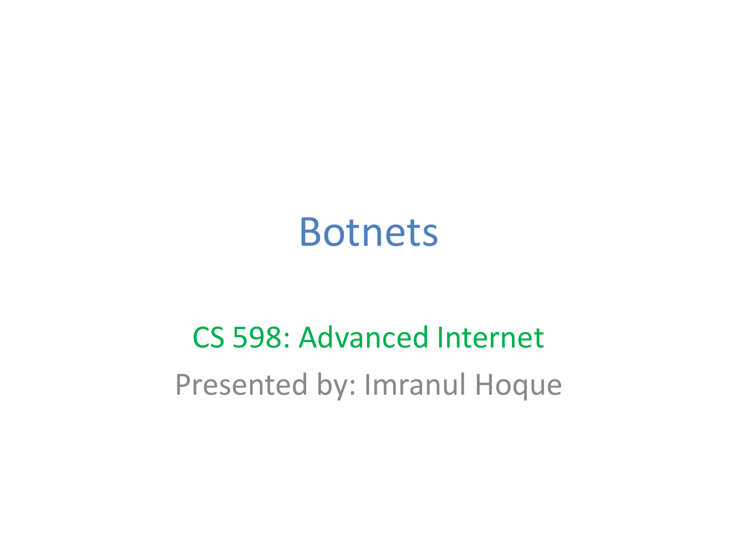# Botnets

CS 598: Advanced Internet

Presented by: Imranul Hoque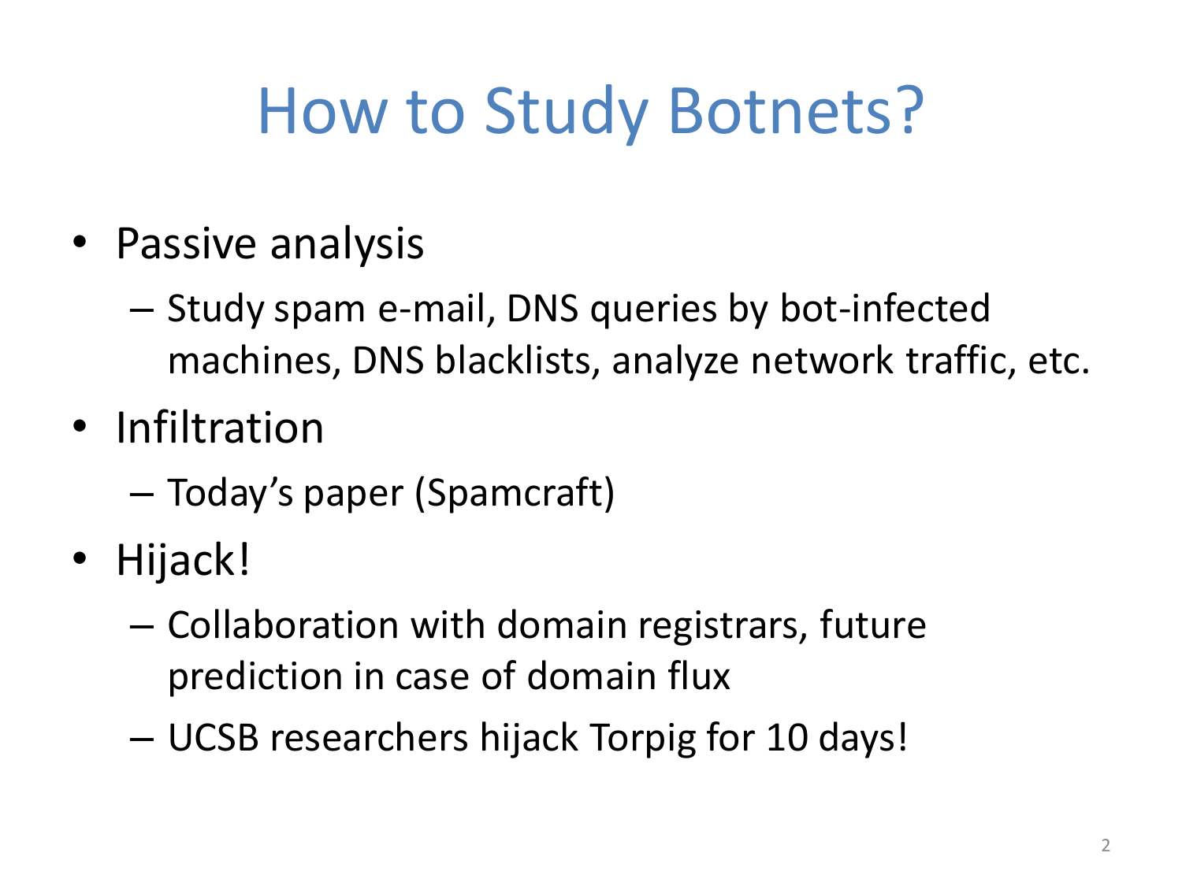# How to Study Botnets?

- Passive analysis
  - Study spam e-mail, DNS queries by bot-infected machines, DNS blacklists, analyze network traffic, etc.
- Infiltration
  - Today's paper (Spamcraft)
- Hijack!
  - Collaboration with domain registrars, future prediction in case of domain flux
  - UCSB researchers hijack Torpig for 10 days!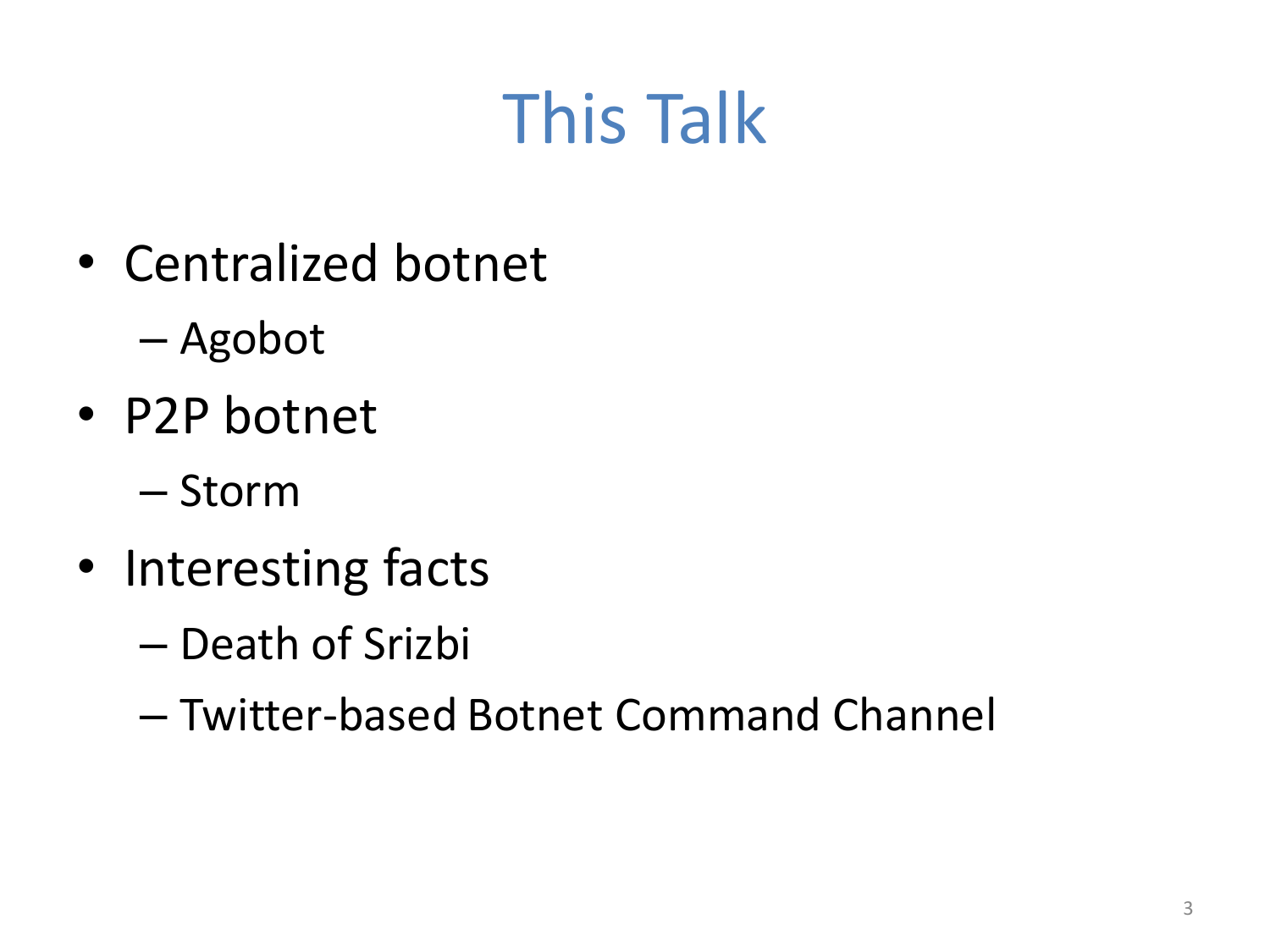# This Talk

- Centralized botnet
  - Agobot
- P2P botnet
  - Storm
- Interesting facts
  - Death of Srizbi
  - Twitter-based Botnet Command Channel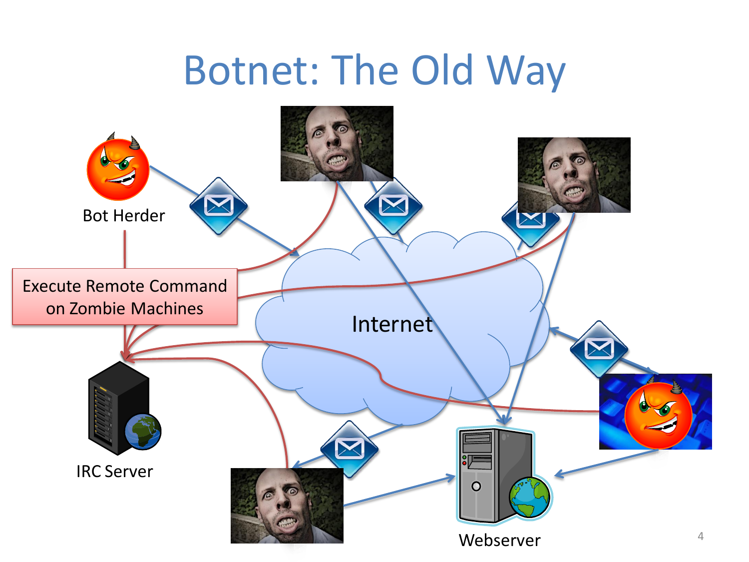# Botnet: The Old Way

Bot Herder

Execute Remote Command on Zombie Machines

Internet

IRC Server

Webserver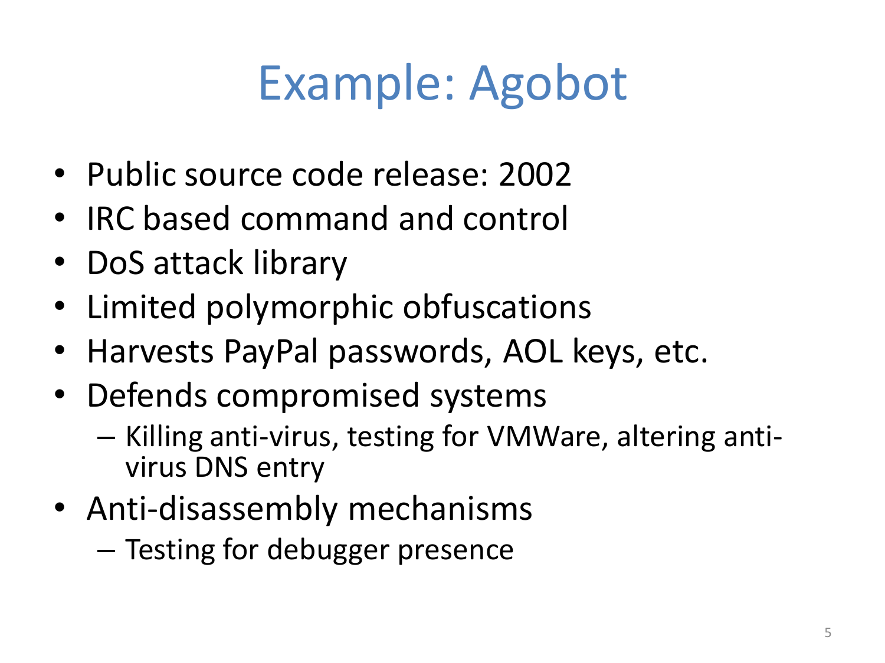# Example: Agobot

- Public source code release: 2002
- IRC based command and control
- DoS attack library
- Limited polymorphic obfuscations
- Harvests PayPal passwords, AOL keys, etc.
- Defends compromised systems
  - Killing anti-virus, testing for VMWare, altering anti-virus DNS entry
- Anti-disassembly mechanisms
  - Testing for debugger presence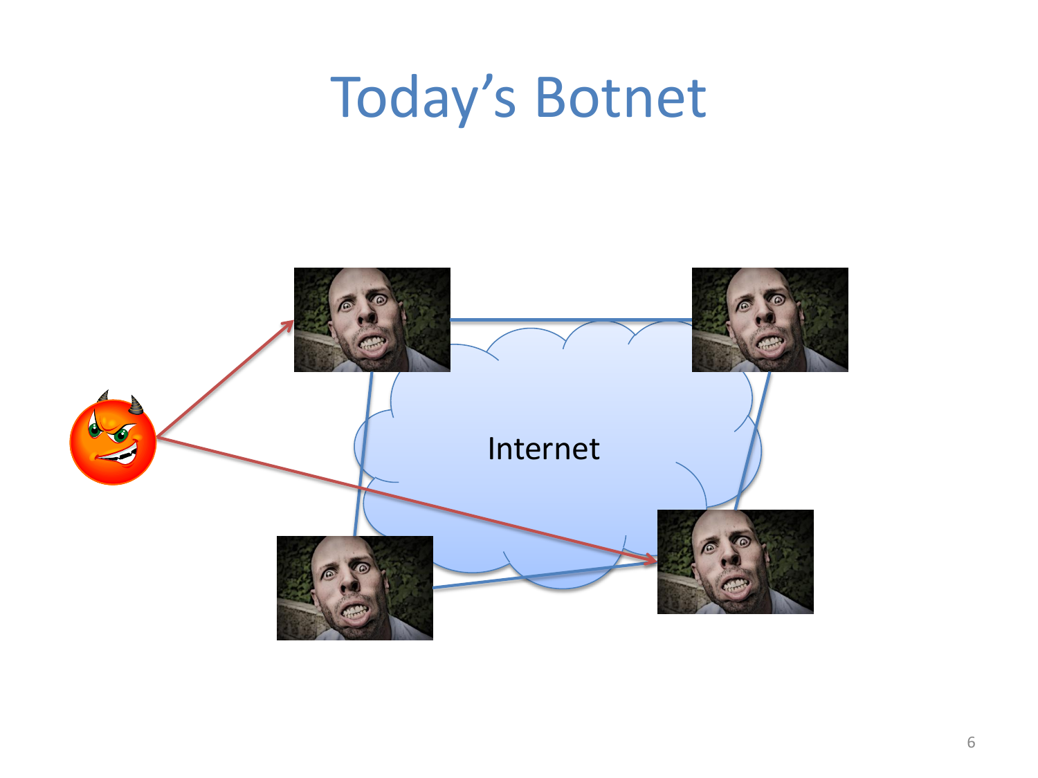# Today's Botnet

Internet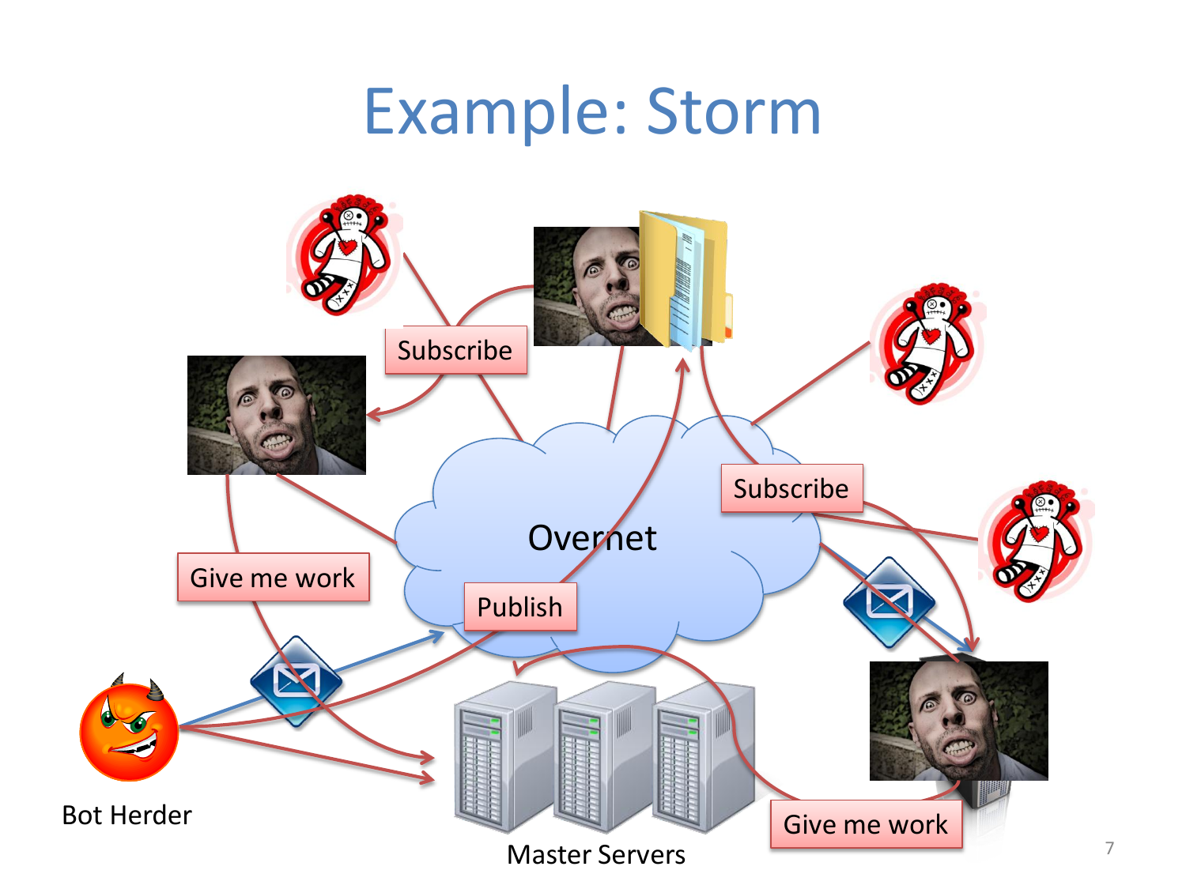# Example: Storm

Subscribe

Subscribe

Overnet

Give me work

Publish

Bot Herder

Master Servers

Give me work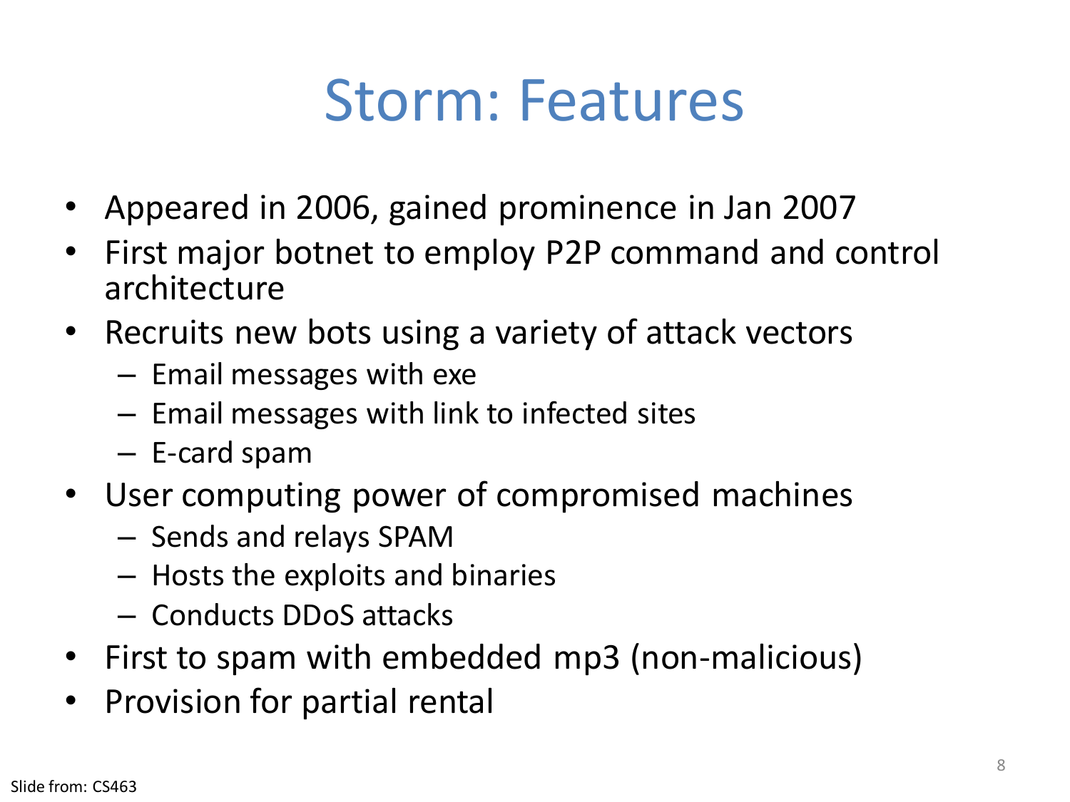# Storm: Features

- Appeared in 2006, gained prominence in Jan 2007
- First major botnet to employ P2P command and control architecture
- Recruits new bots using a variety of attack vectors
  - Email messages with exe
  - Email messages with link to infected sites
  - E-card spam
- User computing power of compromised machines
  - Sends and relays SPAM
  - Hosts the exploits and binaries
  - Conducts DDoS attacks
- First to spam with embedded mp3 (non-malicious)
- Provision for partial rental

Slide from: CS463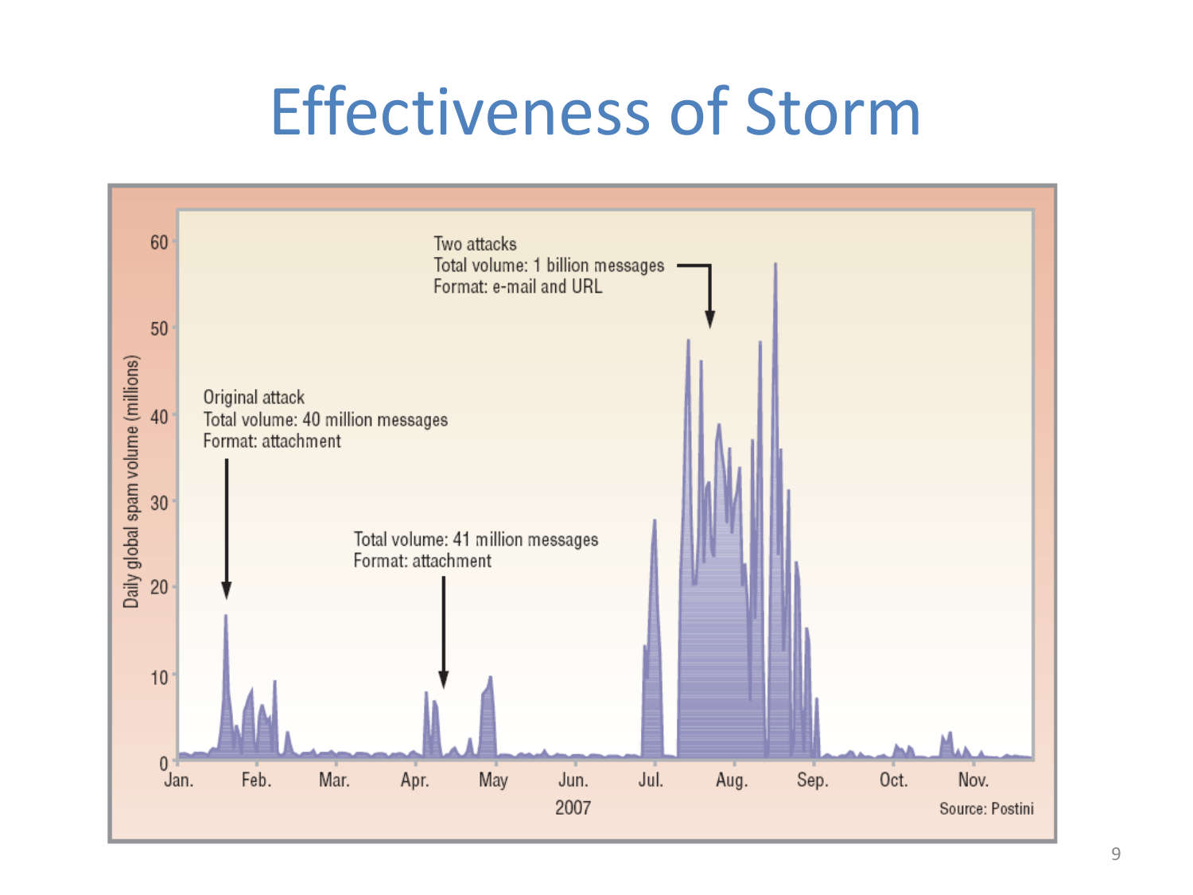# Effectiveness of Storm

Two attacks
Total volume: 1 billion messages
Format: e-mail and URL

Original attack
Total volume: 40 million messages
Format: attachment

Total volume: 41 million messages
Format: attachment

Daily global spam volume (millions)

0, 10, 20, 30, 40, 50, 60

Jan. Feb. Mar. Apr. May Jun. Jul. Aug. Sep. Oct. Nov.

2007

Source: Postini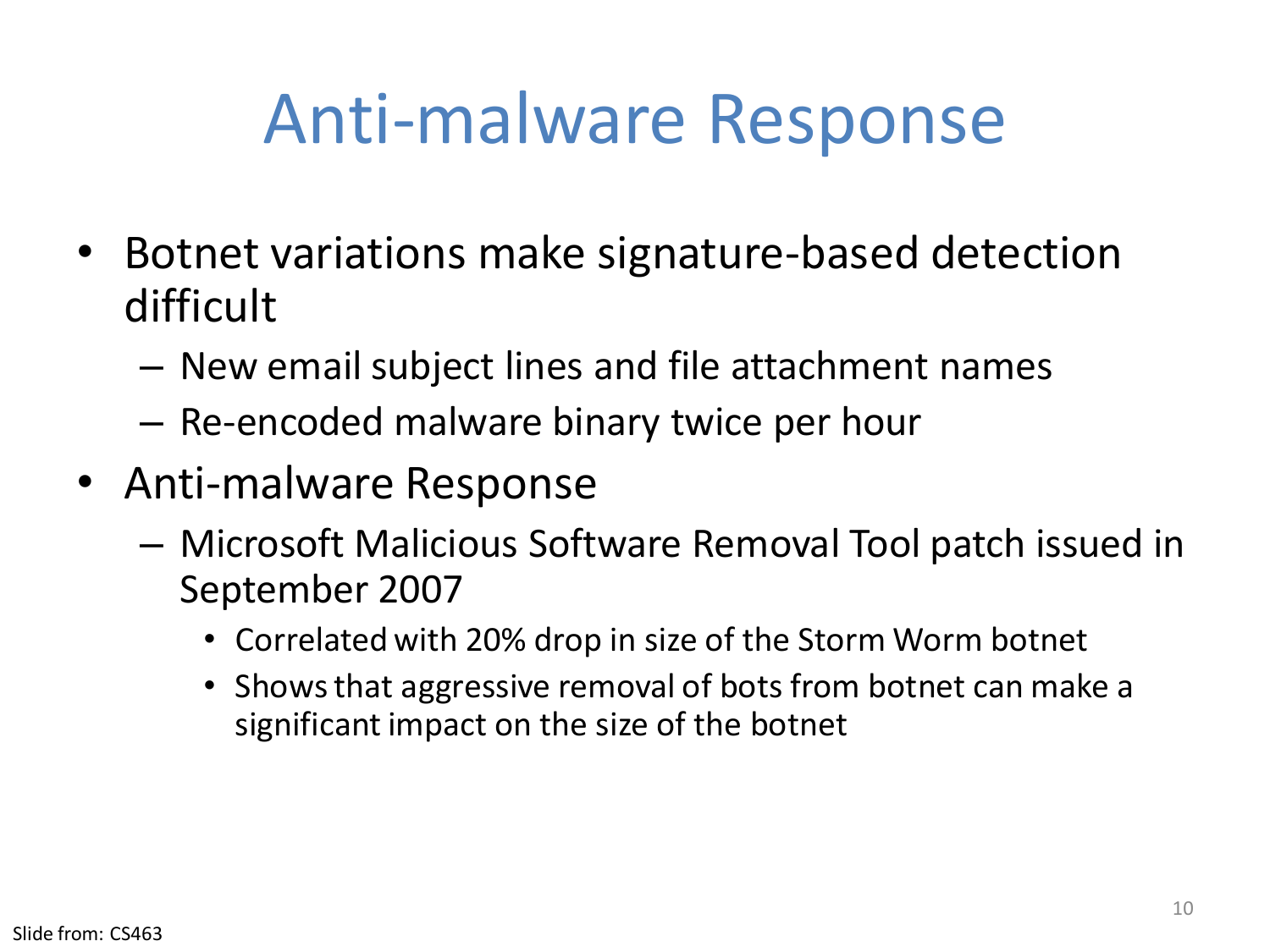# Anti-malware Response

- Botnet variations make signature-based detection difficult
  - New email subject lines and file attachment names
  - Re-encoded malware binary twice per hour
- Anti-malware Response
  - Microsoft Malicious Software Removal Tool patch issued in September 2007
    - Correlated with 20% drop in size of the Storm Worm botnet
    - Shows that aggressive removal of bots from botnet can make a significant impact on the size of the botnet

Slide from: CS463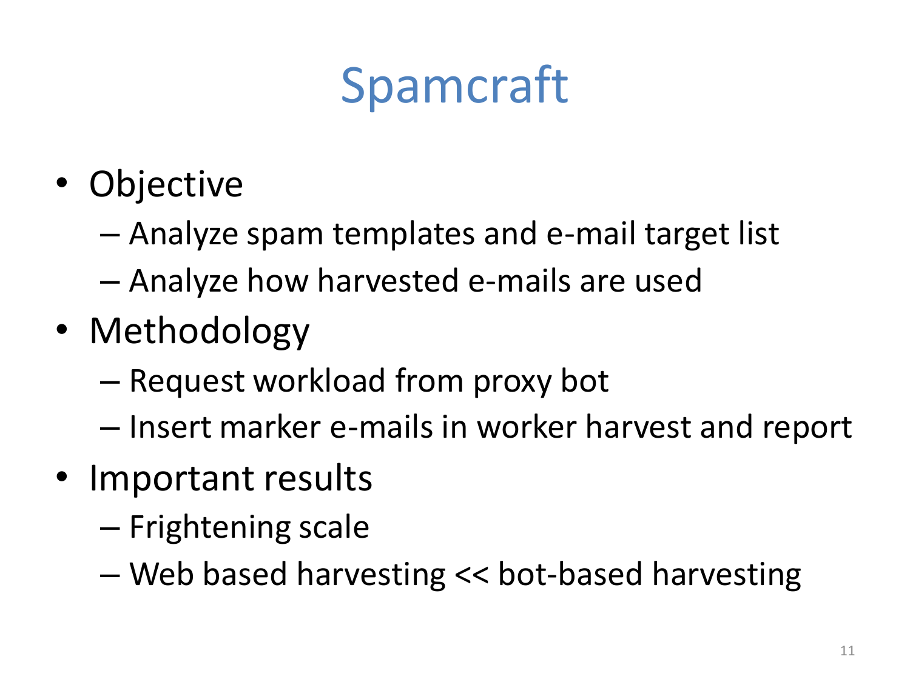# Spamcraft

- Objective
  - Analyze spam templates and e-mail target list
  - Analyze how harvested e-mails are used
- Methodology
  - Request workload from proxy bot
  - Insert marker e-mails in worker harvest and report
- Important results
  - Frightening scale
  - Web based harvesting << bot-based harvesting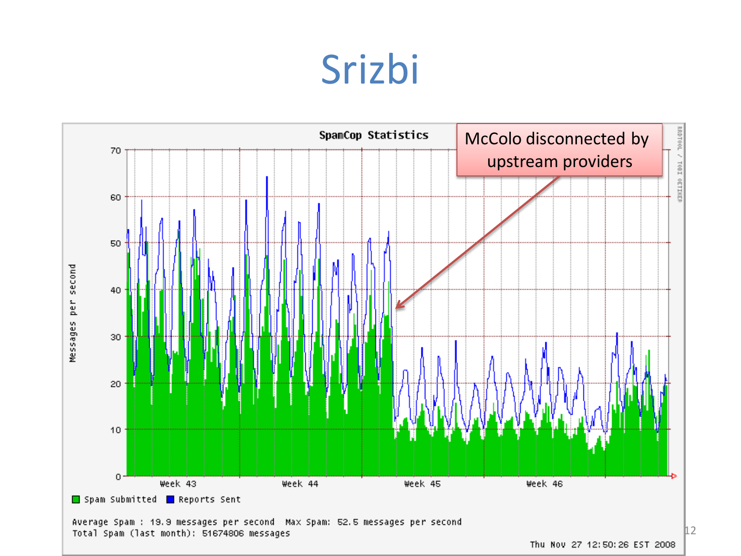# Srizbi

SpamCop Statistics

McColo disconnected by upstream providers

Messages per second

Week 43 Week 44 Week 45 Week 46

Spam Submitted Reports Sent

Average Spam : 19.9 messages per second Max Spam: 52.5 messages per second
Total Spam (last month): 51674806 messages

Thu Nov 27 12:50:26 EST 2008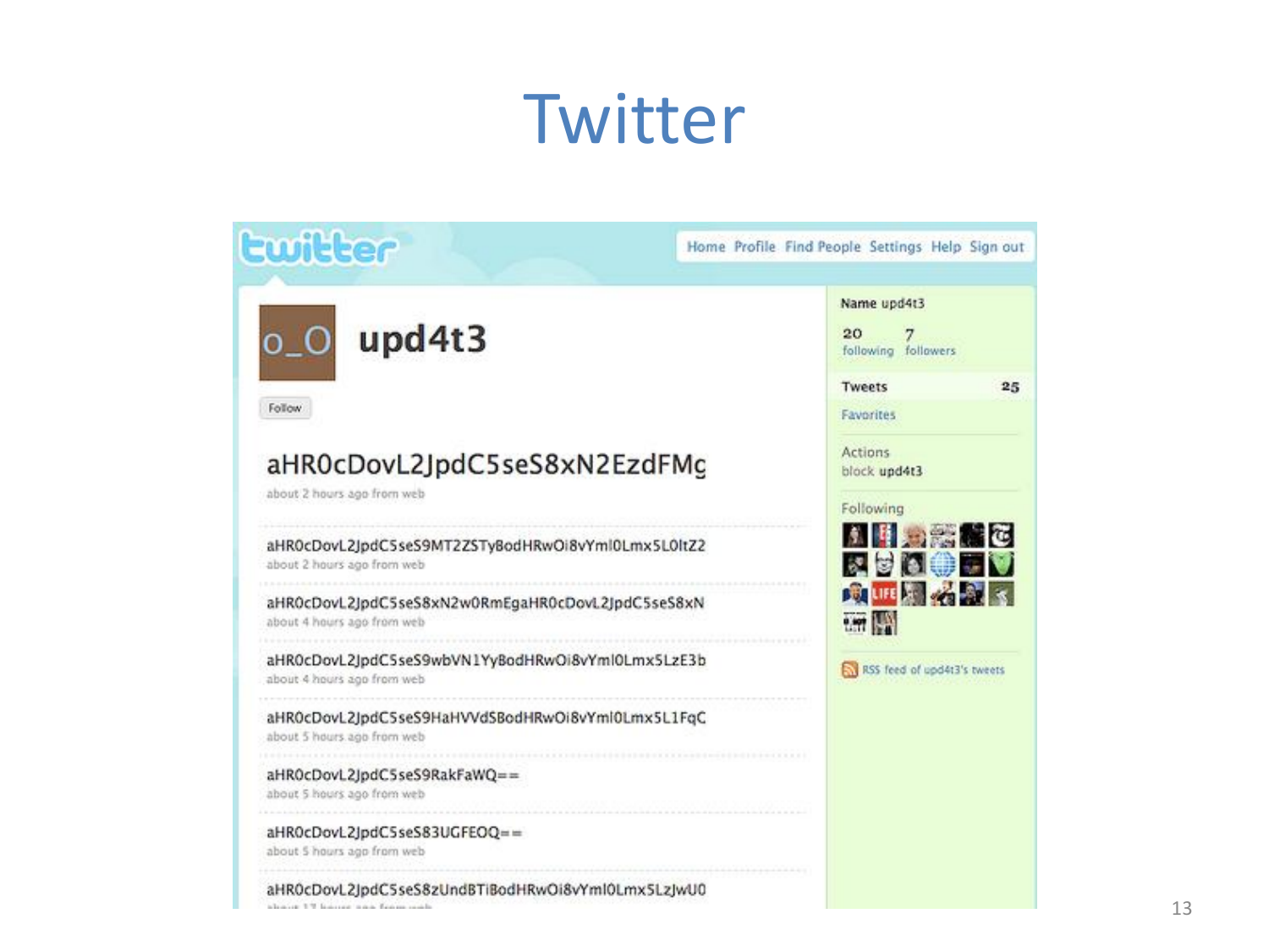# Twitter

twitter

Home Profile Find People Settings Help Sign out

o_O **upd4t3**

Follow

aHR0cDovL2JpdC5seS8xN2EzdFMç

about 2 hours ago from web

aHR0cDovL2JpdC5seS9MT2ZSTyBodHRwOi8vYml0Lmx5L0ltZ2

about 2 hours ago from web

aHR0cDovL2JpdC5seS8xN2w0RmEgaHR0cDovL2JpdC5seS8xN

about 4 hours ago from web

aHR0cDovL2JpdC5seS9wbVN1YyBodHRwOi8vYml0Lmx5LzE3b

about 4 hours ago from web

aHR0cDovL2JpdC5seS9HaHVVdSBodHRwOi8vYml0Lmx5L1FqC

about 5 hours ago from web

aHR0cDovL2JpdC5seS9RakFaWQ==

about 5 hours ago from web

aHR0cDovL2JpdC5seS83UGFEOQ==

about 5 hours ago from web

aHR0cDovL2JpdC5seS8zUndBTiBodHRwOi8vYml0Lmx5LzJwU0

Name upd4t3

20 following 7 followers

Tweets 25

Favorites

Actions

block upd4t3

Following

RSS feed of upd4t3's tweets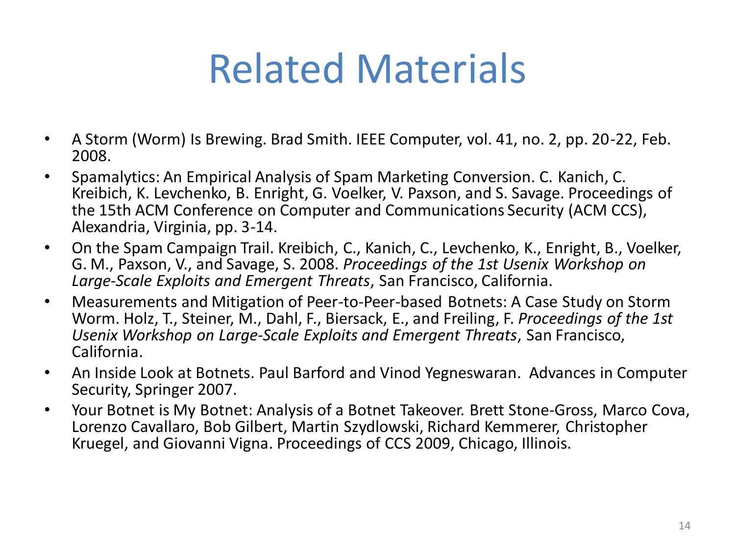# Related Materials

- A Storm (Worm) Is Brewing. Brad Smith. IEEE Computer, vol. 41, no. 2, pp. 20-22, Feb. 2008.
- Spamalytics: An Empirical Analysis of Spam Marketing Conversion. C. Kanich, C. Kreibich, K. Levchenko, B. Enright, G. Voelker, V. Paxson, and S. Savage. Proceedings of the 15th ACM Conference on Computer and Communications Security (ACM CCS), Alexandria, Virginia, pp. 3-14.
- On the Spam Campaign Trail. Kreibich, C., Kanich, C., Levchenko, K., Enright, B., Voelker, G. M., Paxson, V., and Savage, S. 2008. *Proceedings of the 1st Usenix Workshop on Large-Scale Exploits and Emergent Threats*, San Francisco, California.
- Measurements and Mitigation of Peer-to-Peer-based Botnets: A Case Study on Storm Worm. Holz, T., Steiner, M., Dahl, F., Biersack, E., and Freiling, F. *Proceedings of the 1st Usenix Workshop on Large-Scale Exploits and Emergent Threats*, San Francisco, California.
- An Inside Look at Botnets. Paul Barford and Vinod Yegneswaran. Advances in Computer Security, Springer 2007.
- Your Botnet is My Botnet: Analysis of a Botnet Takeover. Brett Stone-Gross, Marco Cova, Lorenzo Cavallaro, Bob Gilbert, Martin Szydlowski, Richard Kemmerer, Christopher Kruegel, and Giovanni Vigna. Proceedings of CCS 2009, Chicago, Illinois.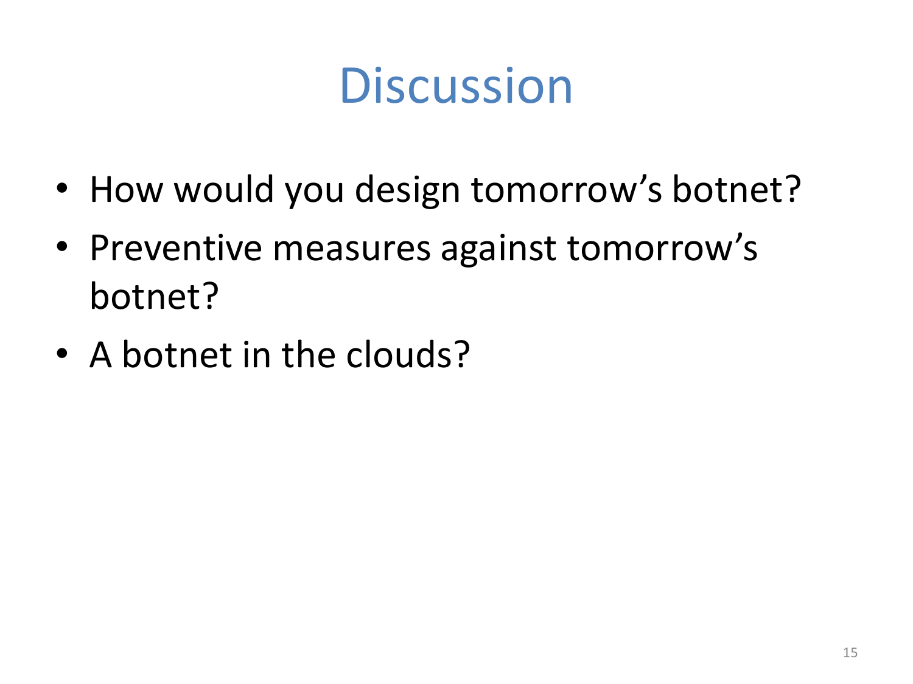# Discussion

- How would you design tomorrow's botnet?
- Preventive measures against tomorrow's botnet?
- A botnet in the clouds?